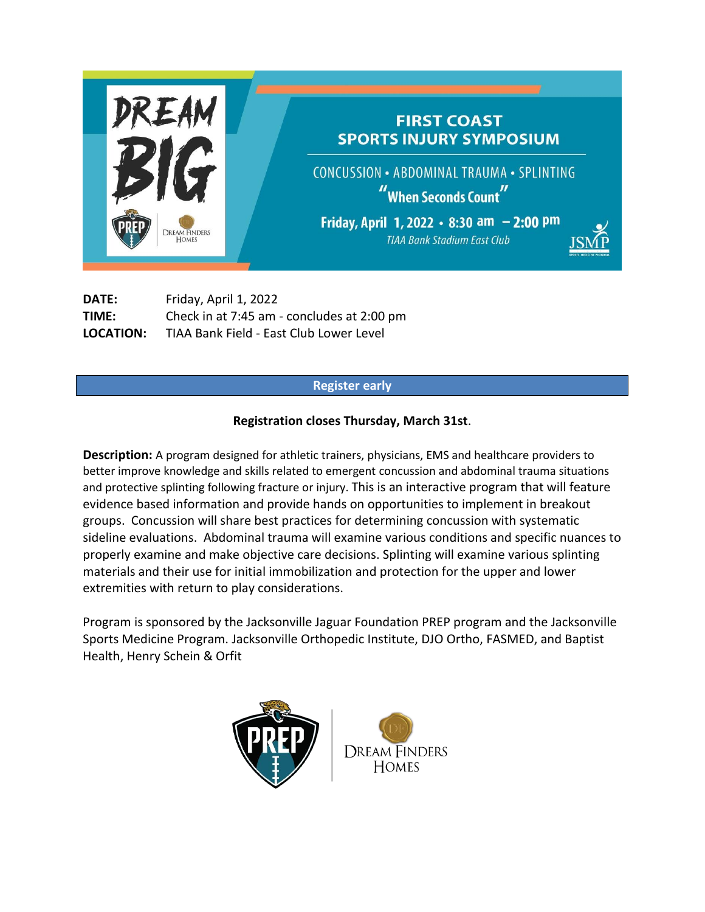# FIRST COAST SPORTS INJURY SYMPOSIUM

CONCUSSION • ABDOMINAL TRAUMA • SPLINTING

"When Seconds Count"

**Friday, April 1, 2022 • 8:30 am – 2:00 pm**

*TIAA Bank Stadium East Club*

**DATE:** Friday, April 1, 2022
**TIME:** Check in at 7:45 am - concludes at 2:00 pm
**LOCATION:** TIAA Bank Field - East Club Lower Level

## Register early

**Registration closes Thursday, March 31st**.

**Description:** A program designed for athletic trainers, physicians, EMS and healthcare providers to better improve knowledge and skills related to emergent concussion and abdominal trauma situations and protective splinting following fracture or injury. This is an interactive program that will feature evidence based information and provide hands on opportunities to implement in breakout groups. Concussion will share best practices for determining concussion with systematic sideline evaluations. Abdominal trauma will examine various conditions and specific nuances to properly examine and make objective care decisions. Splinting will examine various splinting materials and their use for initial immobilization and protection for the upper and lower extremities with return to play considerations.

Program is sponsored by the Jacksonville Jaguar Foundation PREP program and the Jacksonville Sports Medicine Program. Jacksonville Orthopedic Institute, DJO Ortho, FASMED, and Baptist Health, Henry Schein & Orfit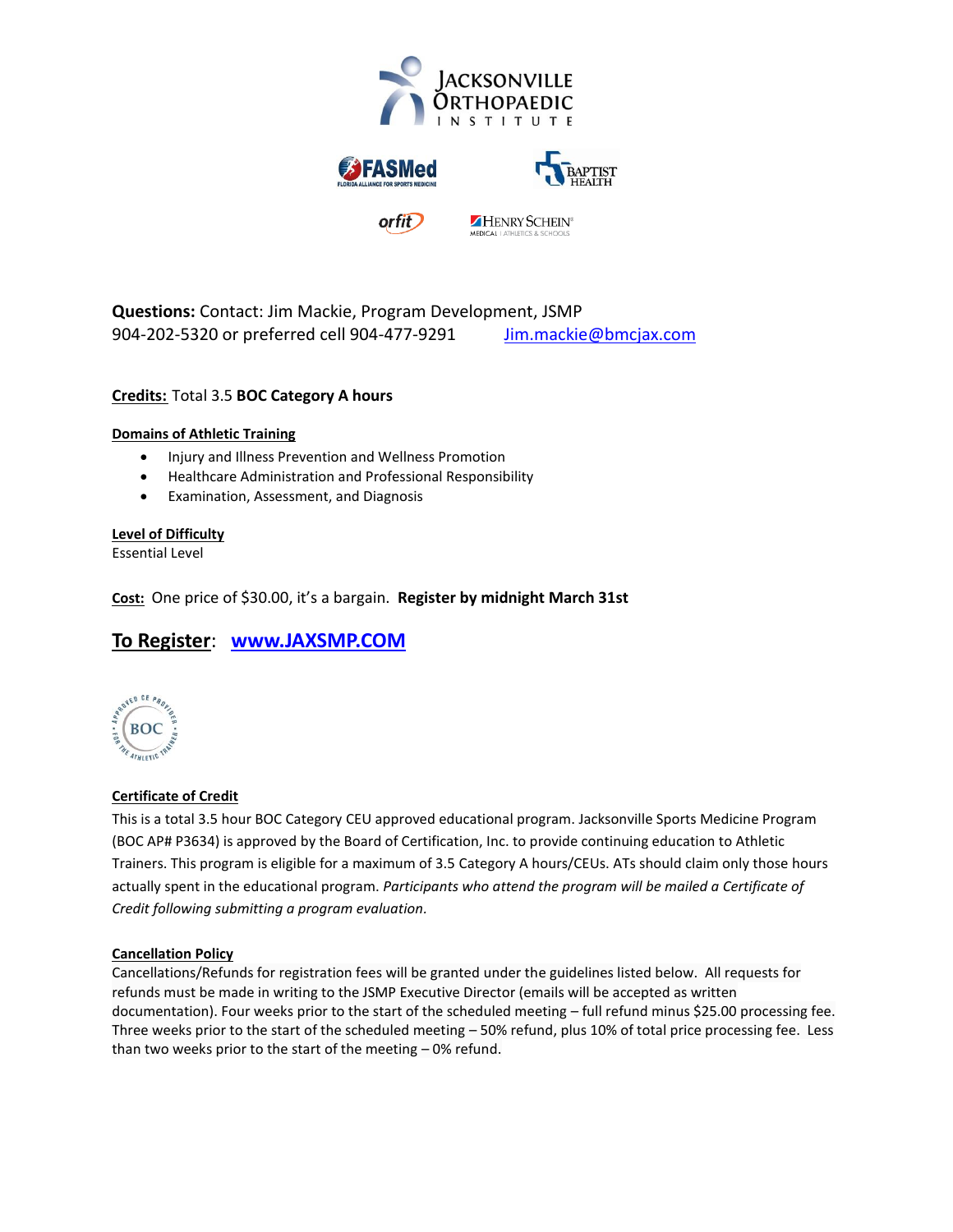**Questions:** Contact: Jim Mackie, Program Development, JSMP
904-202-5320 or preferred cell 904-477-9291 [Jim.mackie@bmcjax.com](mailto:Jim.mackie@bmcjax.com)

**Credits:** Total 3.5 **BOC Category A hours**

**Domains of Athletic Training**

- Injury and Illness Prevention and Wellness Promotion
- Healthcare Administration and Professional Responsibility
- Examination, Assessment, and Diagnosis

**Level of Difficulty**
Essential Level

**Cost:** One price of $30.00, it's a bargain. **Register by midnight March 31st**

## To Register: [www.JAXSMP.COM](http://www.JAXSMP.COM)

**Certificate of Credit**

This is a total 3.5 hour BOC Category CEU approved educational program. Jacksonville Sports Medicine Program (BOC AP# P3634) is approved by the Board of Certification, Inc. to provide continuing education to Athletic Trainers. This program is eligible for a maximum of 3.5 Category A hours/CEUs. ATs should claim only those hours actually spent in the educational program. *Participants who attend the program will be mailed a Certificate of Credit following submitting a program evaluation.*

**Cancellation Policy**

Cancellations/Refunds for registration fees will be granted under the guidelines listed below. All requests for refunds must be made in writing to the JSMP Executive Director (emails will be accepted as written documentation). Four weeks prior to the start of the scheduled meeting – full refund minus $25.00 processing fee. Three weeks prior to the start of the scheduled meeting – 50% refund, plus 10% of total price processing fee. Less than two weeks prior to the start of the meeting – 0% refund.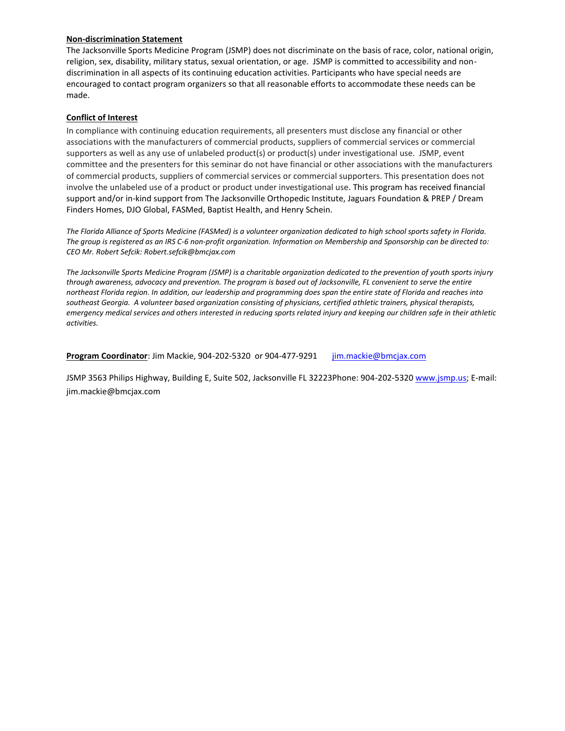**Non-discrimination Statement**

The Jacksonville Sports Medicine Program (JSMP) does not discriminate on the basis of race, color, national origin, religion, sex, disability, military status, sexual orientation, or age. JSMP is committed to accessibility and non-discrimination in all aspects of its continuing education activities. Participants who have special needs are encouraged to contact program organizers so that all reasonable efforts to accommodate these needs can be made.

**Conflict of Interest**

In compliance with continuing education requirements, all presenters must disclose any financial or other associations with the manufacturers of commercial products, suppliers of commercial services or commercial supporters as well as any use of unlabeled product(s) or product(s) under investigational use. JSMP, event committee and the presenters for this seminar do not have financial or other associations with the manufacturers of commercial products, suppliers of commercial services or commercial supporters. This presentation does not involve the unlabeled use of a product or product under investigational use. This program has received financial support and/or in-kind support from The Jacksonville Orthopedic Institute, Jaguars Foundation & PREP / Dream Finders Homes, DJO Global, FASMed, Baptist Health, and Henry Schein.

*The Florida Alliance of Sports Medicine (FASMed) is a volunteer organization dedicated to high school sports safety in Florida. The group is registered as an IRS C-6 non-profit organization. Information on Membership and Sponsorship can be directed to: CEO Mr. Robert Sefcik: Robert.sefcik@bmcjax.com*

*The Jacksonville Sports Medicine Program (JSMP) is a charitable organization dedicated to the prevention of youth sports injury through awareness, advocacy and prevention. The program is based out of Jacksonville, FL convenient to serve the entire northeast Florida region. In addition, our leadership and programming does span the entire state of Florida and reaches into southeast Georgia. A volunteer based organization consisting of physicians, certified athletic trainers, physical therapists, emergency medical services and others interested in reducing sports related injury and keeping our children safe in their athletic activities.*

**Program Coordinator**: Jim Mackie, 904-202-5320 or 904-477-9291 jim.mackie@bmcjax.com

JSMP 3563 Philips Highway, Building E, Suite 502, Jacksonville FL 32223Phone: 904-202-5320 www.jsmp.us; E-mail: jim.mackie@bmcjax.com